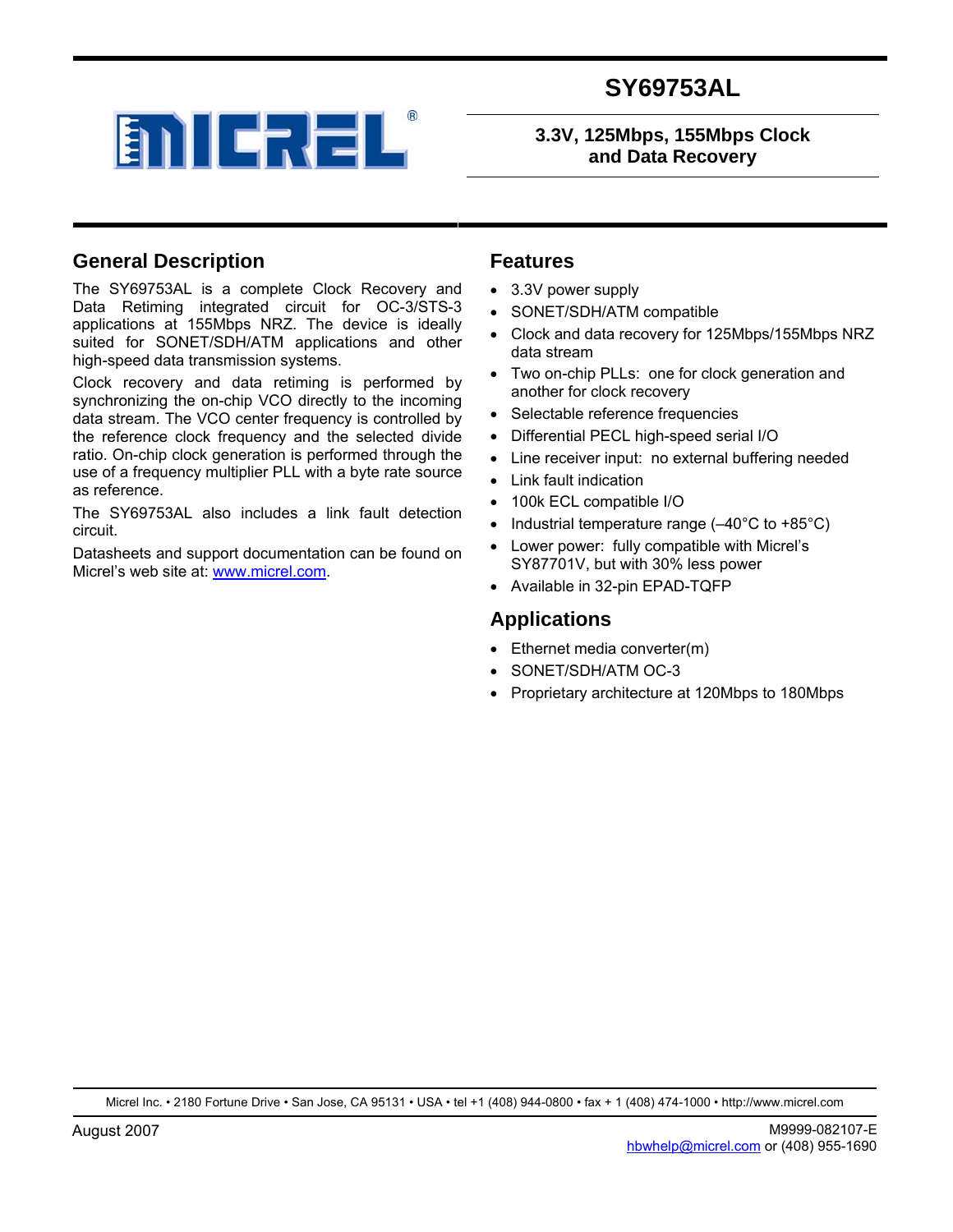# SY69753AL

## 3.3V, 125Mbps, 155Mbps Clock and Data Recovery

## General Description

The SY69753AL is a complete Clock Recovery and Data Retiming integrated circuit for OC-3/STS-3 applications at 155Mbps NRZ. The device is ideally suited for SONET/SDH/ATM applications and other high-speed data transmission systems.

Clock recovery and data retiming is performed by synchronizing the on-chip VCO directly to the incoming data stream. The VCO center frequency is controlled by the reference clock frequency and the selected divide ratio. On-chip clock generation is performed through the use of a frequency multiplier PLL with a byte rate source as reference.

The SY69753AL also includes a link fault detection circuit.

Datasheets and support documentation can be found on Micrel's web site at: www.micrel.com.

## Features

- 3.3V power supply
- SONET/SDH/ATM compatible
- Clock and data recovery for 125Mbps/155Mbps NRZ data stream
- Two on-chip PLLs: one for clock generation and another for clock recovery
- Selectable reference frequencies
- Differential PECL high-speed serial I/O
- Line receiver input: no external buffering needed
- Link fault indication
- 100k ECL compatible I/O
- Industrial temperature range (–40°C to +85°C)
- Lower power: fully compatible with Micrel's SY87701V, but with 30% less power
- Available in 32-pin EPAD-TQFP

## Applications

- Ethernet media converter(m)
- SONET/SDH/ATM OC-3
- Proprietary architecture at 120Mbps to 180Mbps

Micrel Inc. • 2180 Fortune Drive • San Jose, CA 95131 • USA • tel +1 (408) 944-0800 • fax + 1 (408) 474-1000 • http://www.micrel.com

August 2007

M9999-082107-E
hbwhelp@micrel.com or (408) 955-1690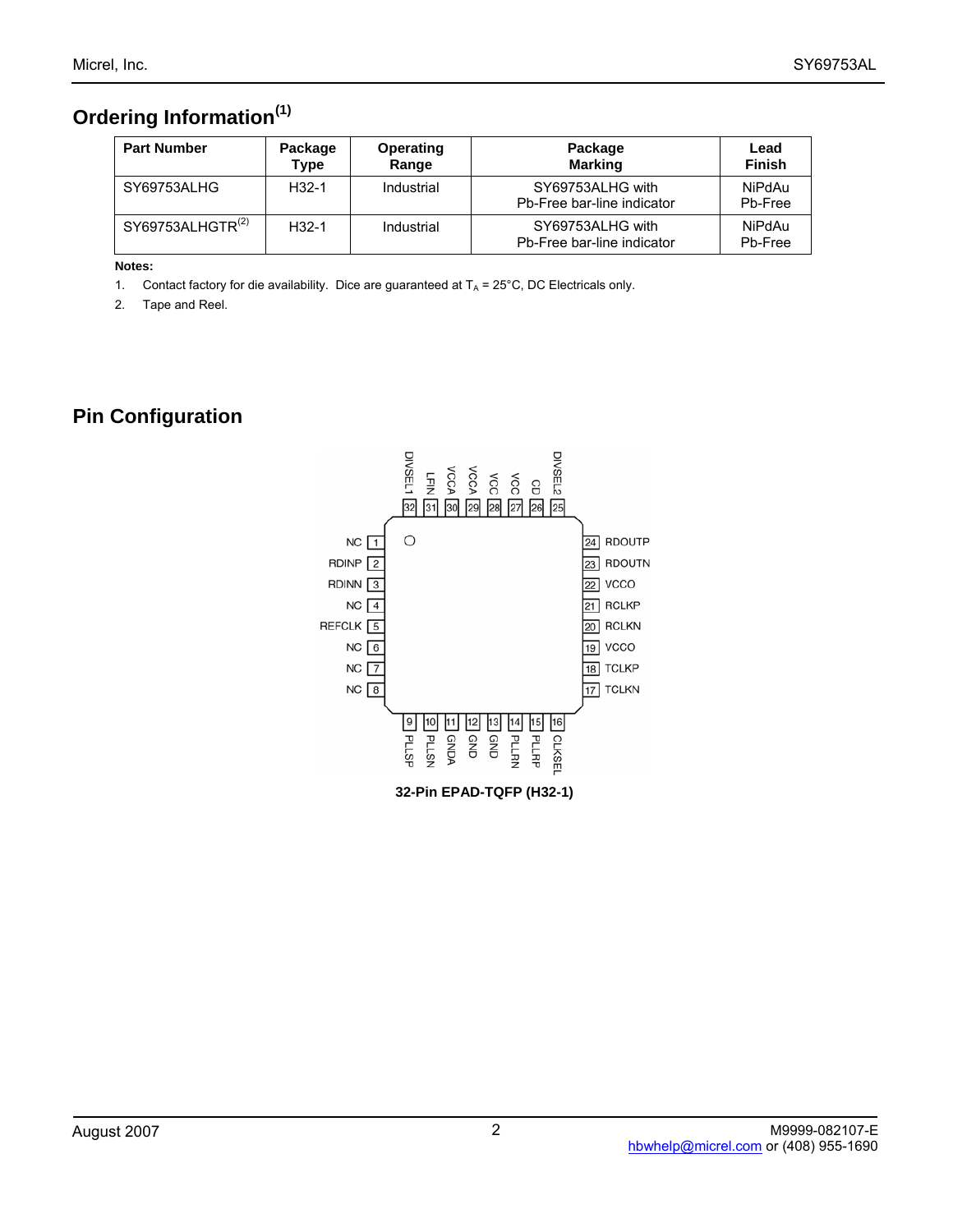## Ordering Information[1]

| Part Number | Package Type | Operating Range | Package Marking | Lead Finish |
|---|---|---|---|---|
| SY69753ALHG | H32-1 | Industrial | SY69753ALHG with Pb-Free bar-line indicator | NiPdAu Pb-Free |
| SY69753ALHGTR[2] | H32-1 | Industrial | SY69753ALHG with Pb-Free bar-line indicator | NiPdAu Pb-Free |

**Notes:**

1. Contact factory for die availability. Dice are guaranteed at $T_A$ = 25°C, DC Electricals only.
2. Tape and Reel.

## Pin Configuration

| Pin | Name | Pin | Name |
|---|---|---|---|
| 1 | NC | 17 | TCLKN |
| 2 | RDINP | 18 | TCLKP |
| 3 | RDINN | 19 | VCCO |
| 4 | NC | 20 | RCLKN |
| 5 | REFCLK | 21 | RCLKP |
| 6 | NC | 22 | VCCO |
| 7 | NC | 23 | RDOUTN |
| 8 | NC | 24 | RDOUTP |
| 9 | PLLSP | 25 | DIVSEL2 |
| 10 | PLLSN | 26 | CD |
| 11 | GNDA | 27 | VCC |
| 12 | GND | 28 | VCC |
| 13 | GND | 29 | VCCA |
| 14 | PLLRN | 30 | VCCA |
| 15 | PLLRP | 31 | LFIN |
| 16 | CLKSEL | 32 | DIVSEL1 |

32-Pin EPAD-TQFP (H32-1)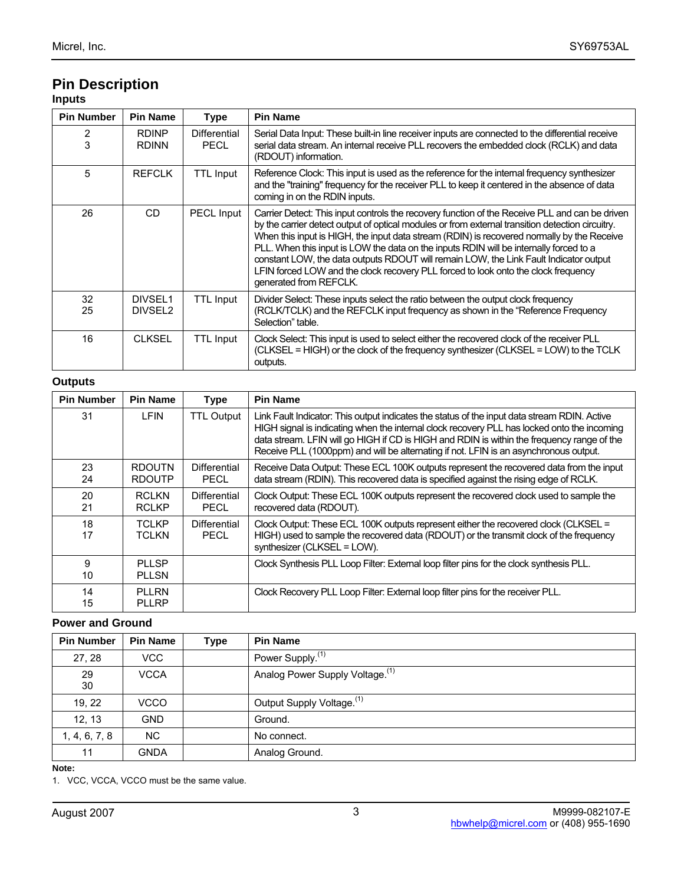# Pin Description

### Inputs

| Pin Number | Pin Name | Type | Pin Name |
|---|---|---|---|
| 2<br>3 | RDINP<br>RDINN | Differential PECL | Serial Data Input: These built-in line receiver inputs are connected to the differential receive serial data stream. An internal receive PLL recovers the embedded clock (RCLK) and data (RDOUT) information. |
| 5 | REFCLK | TTL Input | Reference Clock: This input is used as the reference for the internal frequency synthesizer and the "training" frequency for the receiver PLL to keep it centered in the absence of data coming in on the RDIN inputs. |
| 26 | CD | PECL Input | Carrier Detect: This input controls the recovery function of the Receive PLL and can be driven by the carrier detect output of optical modules or from external transition detection circuitry. When this input is HIGH, the input data stream (RDIN) is recovered normally by the Receive PLL. When this input is LOW the data on the inputs RDIN will be internally forced to a constant LOW, the data outputs RDOUT will remain LOW, the Link Fault Indicator output LFIN forced LOW and the clock recovery PLL forced to look onto the clock frequency generated from REFCLK. |
| 32<br>25 | DIVSEL1<br>DIVSEL2 | TTL Input | Divider Select: These inputs select the ratio between the output clock frequency (RCLK/TCLK) and the REFCLK input frequency as shown in the "Reference Frequency Selection" table. |
| 16 | CLKSEL | TTL Input | Clock Select: This input is used to select either the recovered clock of the receiver PLL (CLKSEL = HIGH) or the clock of the frequency synthesizer (CLKSEL = LOW) to the TCLK outputs. |

### Outputs

| Pin Number | Pin Name | Type | Pin Name |
|---|---|---|---|
| 31 | LFIN | TTL Output | Link Fault Indicator: This output indicates the status of the input data stream RDIN. Active HIGH signal is indicating when the internal clock recovery PLL has locked onto the incoming data stream. LFIN will go HIGH if CD is HIGH and RDIN is within the frequency range of the Receive PLL (1000ppm) and will be alternating if not. LFIN is an asynchronous output. |
| 23<br>24 | RDOUTN<br>RDOUTP | Differential PECL | Receive Data Output: These ECL 100K outputs represent the recovered data from the input data stream (RDIN). This recovered data is specified against the rising edge of RCLK. |
| 20<br>21 | RCLKN<br>RCLKP | Differential PECL | Clock Output: These ECL 100K outputs represent the recovered clock used to sample the recovered data (RDOUT). |
| 18<br>17 | TCLKP<br>TCLKN | Differential PECL | Clock Output: These ECL 100K outputs represent either the recovered clock (CLKSEL = HIGH) used to sample the recovered data (RDOUT) or the transmit clock of the frequency synthesizer (CLKSEL = LOW). |
| 9<br>10 | PLLSP<br>PLLSN | | Clock Synthesis PLL Loop Filter: External loop filter pins for the clock synthesis PLL. |
| 14<br>15 | PLLRN<br>PLLRP | | Clock Recovery PLL Loop Filter: External loop filter pins for the receiver PLL. |

### Power and Ground

| Pin Number | Pin Name | Type | Pin Name |
|---|---|---|---|
| 27, 28 | VCC | | Power Supply.[1] |
| 29<br>30 | VCCA | | Analog Power Supply Voltage.[1] |
| 19, 22 | VCCO | | Output Supply Voltage.[1] |
| 12, 13 | GND | | Ground. |
| 1, 4, 6, 7, 8 | NC | | No connect. |
| 11 | GNDA | | Analog Ground. |

**Note:**

1. VCC, VCCA, VCCO must be the same value.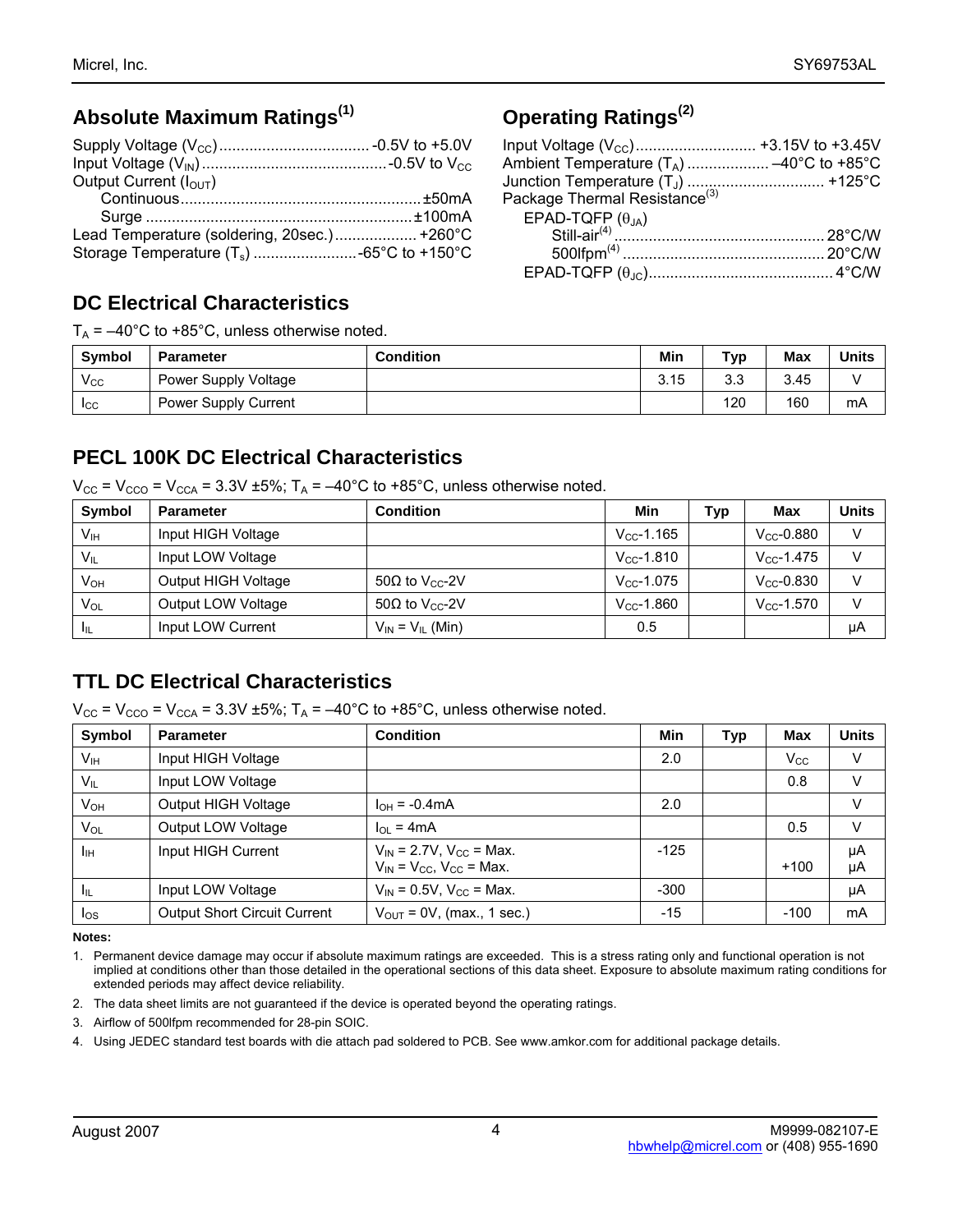## Absolute Maximum Ratings[1]

Supply Voltage ($V_{CC}$) .................................. -0.5V to +5.0V
Input Voltage ($V_{IN}$) .......................................... -0.5V to $V_{CC}$
Output Current ($I_{OUT}$)
  Continuous ....................................................... ±50mA
  Surge ............................................................ ±100mA
Lead Temperature (soldering, 20sec.) .................. +260°C
Storage Temperature ($T_s$) ........................ -65°C to +150°C

## Operating Ratings[2]

Input Voltage ($V_{CC}$) ........................... +3.15V to +3.45V
Ambient Temperature ($T_A$) .................. –40°C to +85°C
Junction Temperature ($T_J$) ................................ +125°C
Package Thermal Resistance[3]
  EPAD-TQFP ($\theta_{JA}$)
    Still-air[4] ................................................ 28°C/W
    500lfpm[4] .............................................. 20°C/W
  EPAD-TQFP ($\theta_{JC}$) ........................................... 4°C/W

## DC Electrical Characteristics

$T_A$ = –40°C to +85°C, unless otherwise noted.

| Symbol | Parameter | Condition | Min | Typ | Max | Units |
|---|---|---|---|---|---|---|
| $V_{CC}$ | Power Supply Voltage | | 3.15 | 3.3 | 3.45 | V |
| $I_{CC}$ | Power Supply Current | | | 120 | 160 | mA |

## PECL 100K DC Electrical Characteristics

$V_{CC} = V_{CCO} = V_{CCA}$ = 3.3V ±5%; $T_A$ = –40°C to +85°C, unless otherwise noted.

| Symbol | Parameter | Condition | Min | Typ | Max | Units |
|---|---|---|---|---|---|---|
| $V_{IH}$ | Input HIGH Voltage | | $V_{CC}$-1.165 | | $V_{CC}$-0.880 | V |
| $V_{IL}$ | Input LOW Voltage | | $V_{CC}$-1.810 | | $V_{CC}$-1.475 | V |
| $V_{OH}$ | Output HIGH Voltage | 50Ω to $V_{CC}$-2V | $V_{CC}$-1.075 | | $V_{CC}$-0.830 | V |
| $V_{OL}$ | Output LOW Voltage | 50Ω to $V_{CC}$-2V | $V_{CC}$-1.860 | | $V_{CC}$-1.570 | V |
| $I_{IL}$ | Input LOW Current | $V_{IN} = V_{IL}$ (Min) | 0.5 | | | µA |

## TTL DC Electrical Characteristics

$V_{CC} = V_{CCO} = V_{CCA}$ = 3.3V ±5%; $T_A$ = –40°C to +85°C, unless otherwise noted.

| Symbol | Parameter | Condition | Min | Typ | Max | Units |
|---|---|---|---|---|---|---|
| $V_{IH}$ | Input HIGH Voltage | | 2.0 | | $V_{CC}$ | V |
| $V_{IL}$ | Input LOW Voltage | | | | 0.8 | V |
| $V_{OH}$ | Output HIGH Voltage | $I_{OH}$ = -0.4mA | 2.0 | | | V |
| $V_{OL}$ | Output LOW Voltage | $I_{OL}$ = 4mA | | | 0.5 | V |
| $I_{IH}$ | Input HIGH Current | $V_{IN}$ = 2.7V, $V_{CC}$ = Max.<br>$V_{IN} = V_{CC}$, $V_{CC}$ = Max. | -125 | | <br>+100 | µA<br>µA |
| $I_{IL}$ | Input LOW Voltage | $V_{IN}$ = 0.5V, $V_{CC}$ = Max. | -300 | | | µA |
| $I_{OS}$ | Output Short Circuit Current | $V_{OUT}$ = 0V, (max., 1 sec.) | -15 | | -100 | mA |

**Notes:**

1. Permanent device damage may occur if absolute maximum ratings are exceeded. This is a stress rating only and functional operation is not implied at conditions other than those detailed in the operational sections of this data sheet. Exposure to absolute maximum rating conditions for extended periods may affect device reliability.
2. The data sheet limits are not guaranteed if the device is operated beyond the operating ratings.
3. Airflow of 500lfpm recommended for 28-pin SOIC.
4. Using JEDEC standard test boards with die attach pad soldered to PCB. See www.amkor.com for additional package details.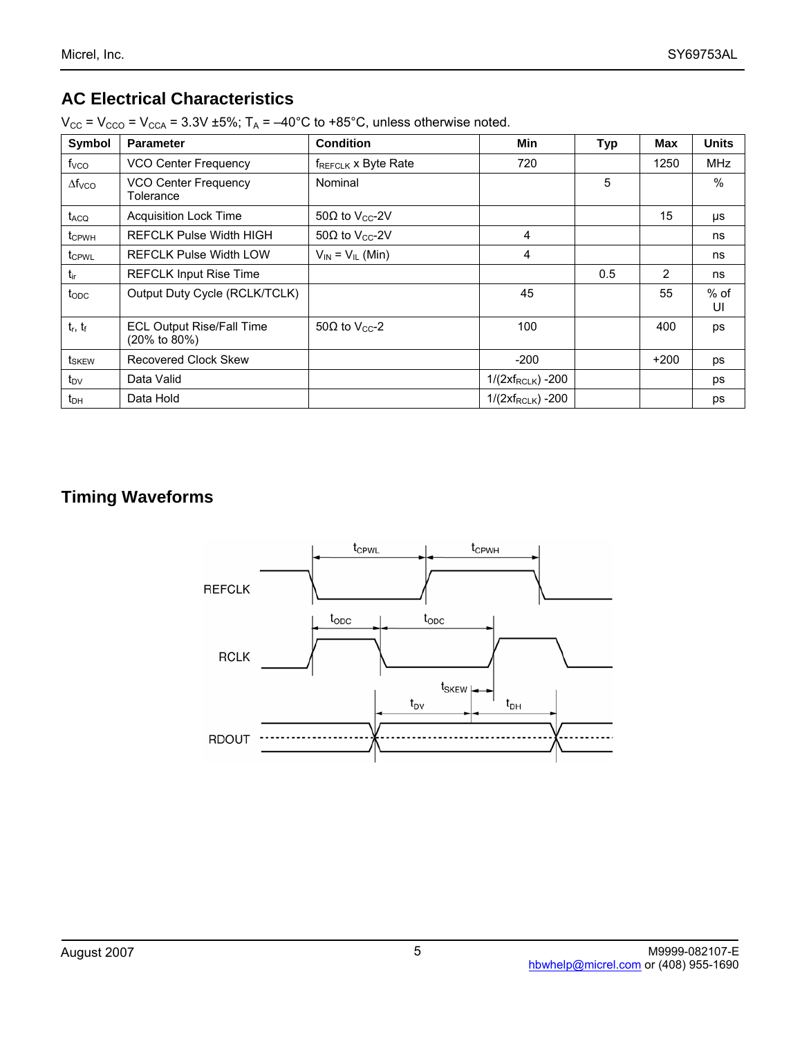## AC Electrical Characteristics

$V_{CC} = V_{CCO} = V_{CCA} = 3.3V \pm 5\%$; $T_A = -40°C$ to $+85°C$, unless otherwise noted.

| Symbol | Parameter | Condition | Min | Typ | Max | Units |
|---|---|---|---|---|---|---|
| $f_{VCO}$ | VCO Center Frequency | $f_{REFCLK}$ x Byte Rate | 720 | | 1250 | MHz |
| $\Delta f_{VCO}$ | VCO Center Frequency Tolerance | Nominal | | 5 | | % |
| $t_{ACQ}$ | Acquisition Lock Time | 50Ω to $V_{CC}$-2V | | | 15 | µs |
| $t_{CPWH}$ | REFCLK Pulse Width HIGH | 50Ω to $V_{CC}$-2V | 4 | | | ns |
| $t_{CPWL}$ | REFCLK Pulse Width LOW | $V_{IN} = V_{IL}$ (Min) | 4 | | | ns |
| $t_{ir}$ | REFCLK Input Rise Time | | | 0.5 | 2 | ns |
| $t_{ODC}$ | Output Duty Cycle (RCLK/TCLK) | | 45 | | 55 | % of UI |
| $t_r$, $t_f$ | ECL Output Rise/Fall Time (20% to 80%) | 50Ω to $V_{CC}$-2 | 100 | | 400 | ps |
| $t_{SKEW}$ | Recovered Clock Skew | | -200 | | +200 | ps |
| $t_{DV}$ | Data Valid | | $1/(2xf_{RCLK})$ -200 | | | ps |
| $t_{DH}$ | Data Hold | | $1/(2xf_{RCLK})$ -200 | | | ps |

## Timing Waveforms

REFCLK, RCLK, RDOUT — $t_{CPWL}$, $t_{CPWH}$, $t_{ODC}$, $t_{ODC}$, $t_{SKEW}$, $t_{DV}$, $t_{DH}$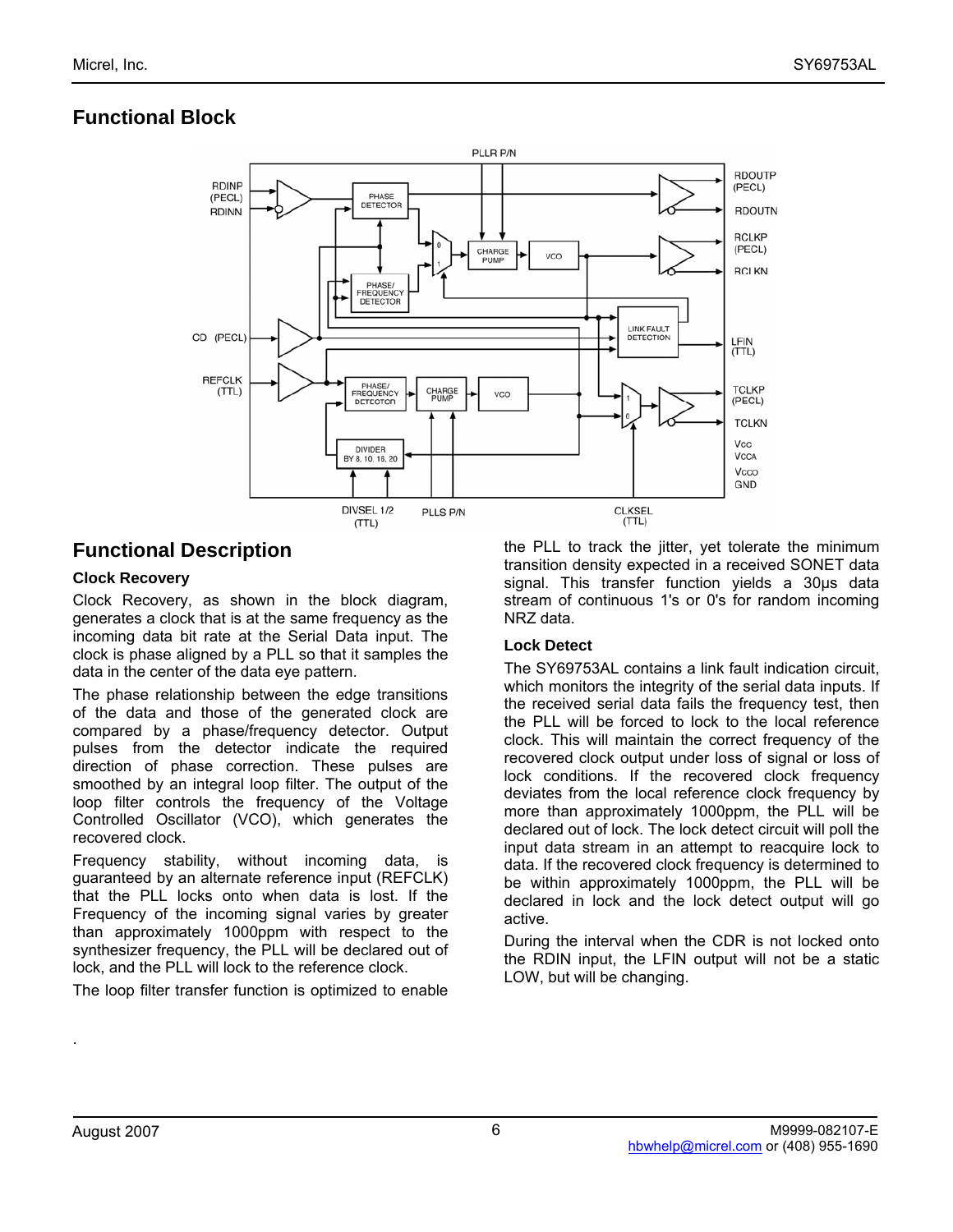## Functional Block

## Functional Description

### Clock Recovery

Clock Recovery, as shown in the block diagram, generates a clock that is at the same frequency as the incoming data bit rate at the Serial Data input. The clock is phase aligned by a PLL so that it samples the data in the center of the data eye pattern.

The phase relationship between the edge transitions of the data and those of the generated clock are compared by a phase/frequency detector. Output pulses from the detector indicate the required direction of phase correction. These pulses are smoothed by an integral loop filter. The output of the loop filter controls the frequency of the Voltage Controlled Oscillator (VCO), which generates the recovered clock.

Frequency stability, without incoming data, is guaranteed by an alternate reference input (REFCLK) that the PLL locks onto when data is lost. If the Frequency of the incoming signal varies by greater than approximately 1000ppm with respect to the synthesizer frequency, the PLL will be declared out of lock, and the PLL will lock to the reference clock.

The loop filter transfer function is optimized to enable the PLL to track the jitter, yet tolerate the minimum transition density expected in a received SONET data signal. This transfer function yields a 30µs data stream of continuous 1's or 0's for random incoming NRZ data.

### Lock Detect

The SY69753AL contains a link fault indication circuit, which monitors the integrity of the serial data inputs. If the received serial data fails the frequency test, then the PLL will be forced to lock to the local reference clock. This will maintain the correct frequency of the recovered clock output under loss of signal or loss of lock conditions. If the recovered clock frequency deviates from the local reference clock frequency by more than approximately 1000ppm, the PLL will be declared out of lock. The lock detect circuit will poll the input data stream in an attempt to reacquire lock to data. If the recovered clock frequency is determined to be within approximately 1000ppm, the PLL will be declared in lock and the lock detect output will go active.

During the interval when the CDR is not locked onto the RDIN input, the LFIN output will not be a static LOW, but will be changing.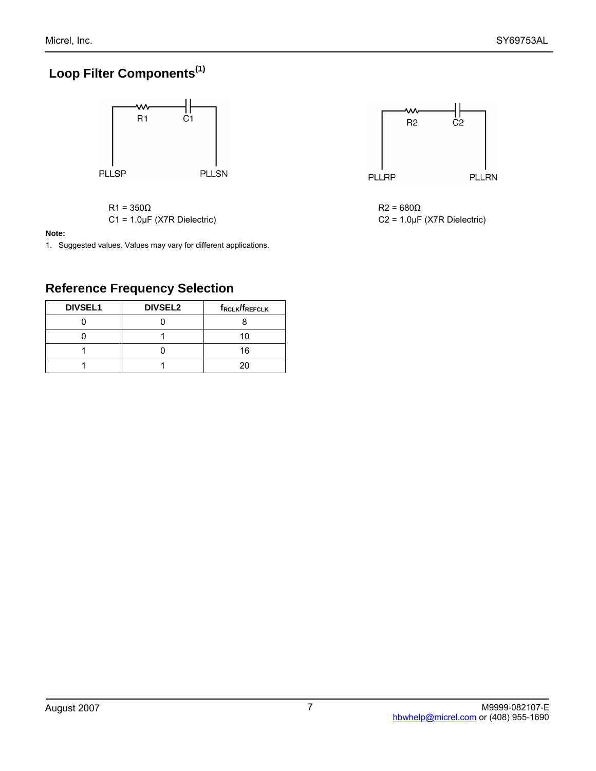## Loop Filter Components[1]

PLLSP — R1 — C1 — PLLSN

R1 = 350Ω
C1 = 1.0µF (X7R Dielectric)

PLLRP — R2 — C2 — PLLRN

R2 = 680Ω
C2 = 1.0µF (X7R Dielectric)

**Note:**

1. Suggested values. Values may vary for different applications.

## Reference Frequency Selection

| DIVSEL1 | DIVSEL2 | $f_{RCLK}/f_{REFCLK}$ |
|---|---|---|
| 0 | 0 | 8 |
| 0 | 1 | 10 |
| 1 | 0 | 16 |
| 1 | 1 | 20 |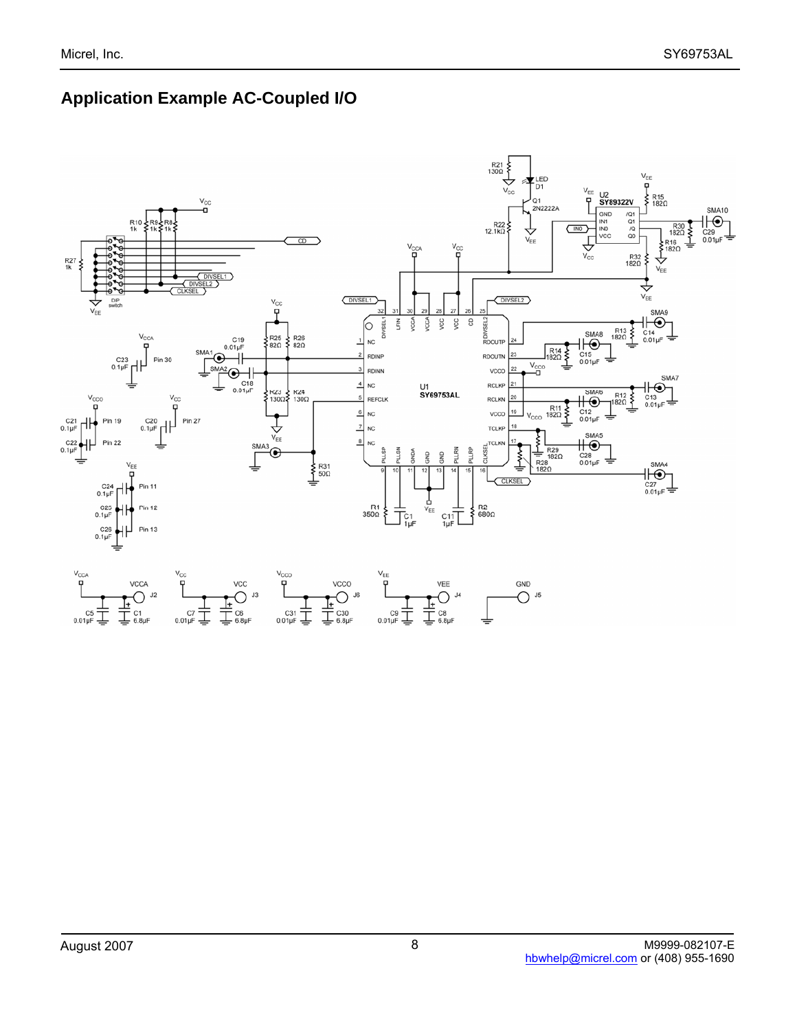## Application Example AC-Coupled I/O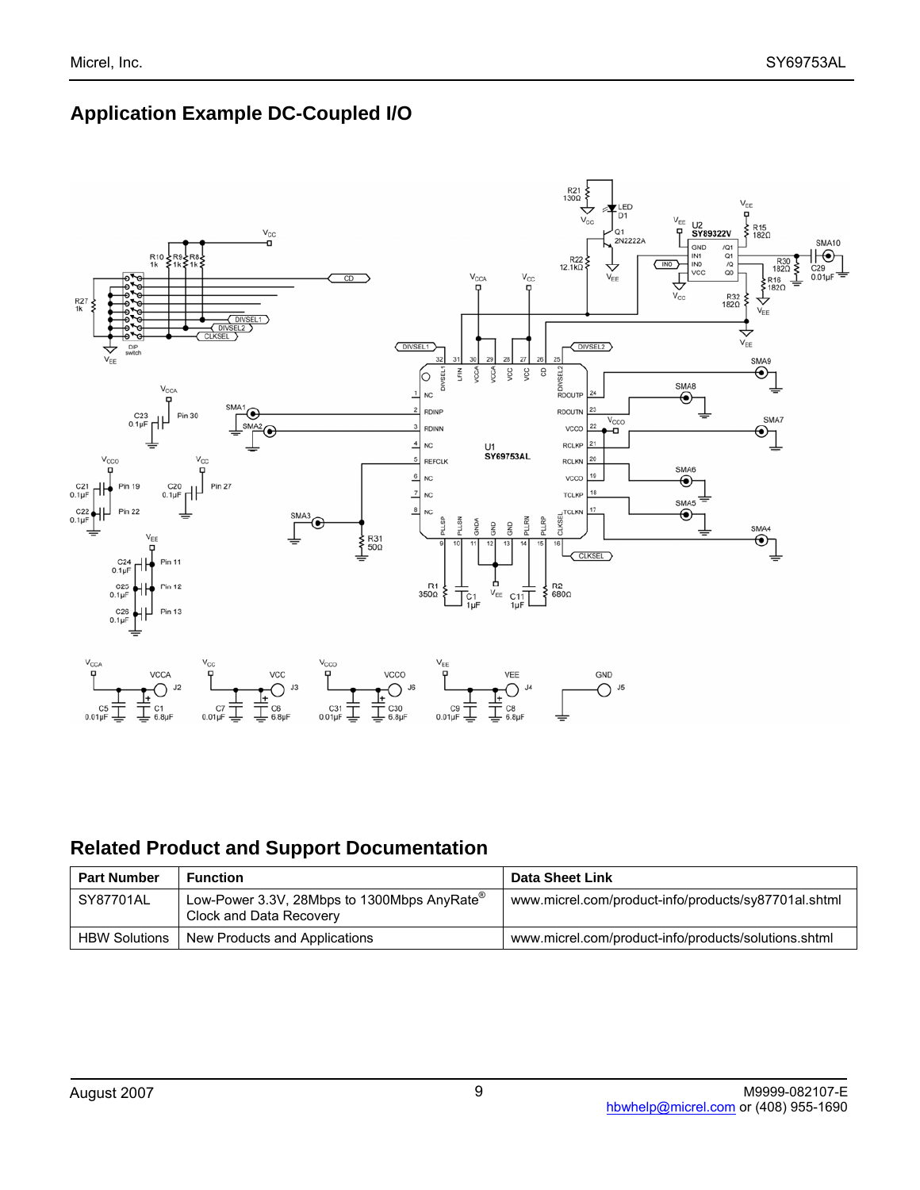## Application Example DC-Coupled I/O

## Related Product and Support Documentation

| Part Number | Function | Data Sheet Link |
|---|---|---|
| SY87701AL | Low-Power 3.3V, 28Mbps to 1300Mbps AnyRate® Clock and Data Recovery | www.micrel.com/product-info/products/sy87701al.shtml |
| HBW Solutions | New Products and Applications | www.micrel.com/product-info/products/solutions.shtml |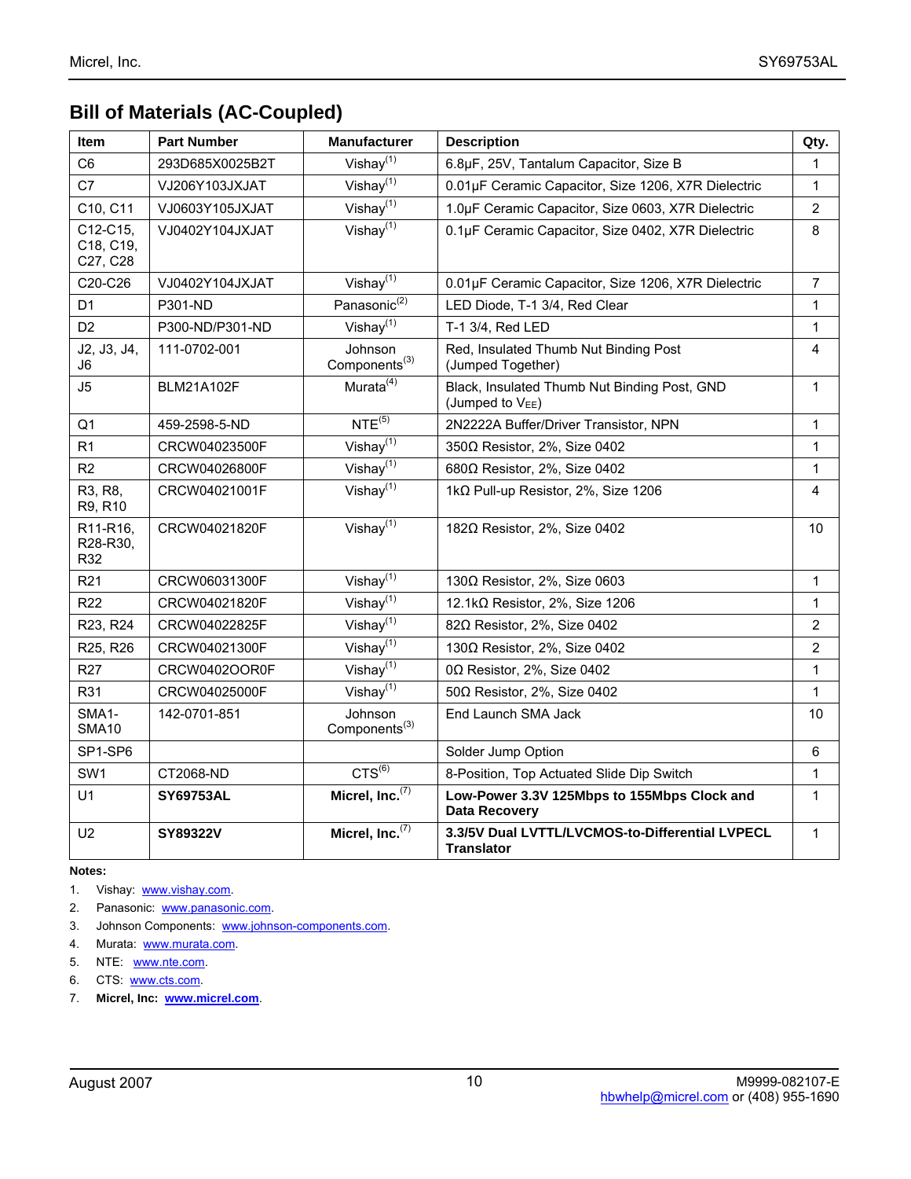## Bill of Materials (AC-Coupled)

| Item | Part Number | Manufacturer | Description | Qty. |
|---|---|---|---|---|
| C6 | 293D685X0025B2T | Vishay[1] | 6.8µF, 25V, Tantalum Capacitor, Size B | 1 |
| C7 | VJ206Y103JXJAT | Vishay[1] | 0.01µF Ceramic Capacitor, Size 1206, X7R Dielectric | 1 |
| C10, C11 | VJ0603Y105JXJAT | Vishay[1] | 1.0µF Ceramic Capacitor, Size 0603, X7R Dielectric | 2 |
| C12-C15, C18, C19, C27, C28 | VJ0402Y104JXJAT | Vishay[1] | 0.1µF Ceramic Capacitor, Size 0402, X7R Dielectric | 8 |
| C20-C26 | VJ0402Y104JXJAT | Vishay[1] | 0.01µF Ceramic Capacitor, Size 1206, X7R Dielectric | 7 |
| D1 | P301-ND | Panasonic[2] | LED Diode, T-1 3/4, Red Clear | 1 |
| D2 | P300-ND/P301-ND | Vishay[1] | T-1 3/4, Red LED | 1 |
| J2, J3, J4, J6 | 111-0702-001 | Johnson Components[3] | Red, Insulated Thumb Nut Binding Post (Jumped Together) | 4 |
| J5 | BLM21A102F | Murata[4] | Black, Insulated Thumb Nut Binding Post, GND (Jumped to $V_{EE}$) | 1 |
| Q1 | 459-2598-5-ND | NTE[5] | 2N2222A Buffer/Driver Transistor, NPN | 1 |
| R1 | CRCW04023500F | Vishay[1] | 350Ω Resistor, 2%, Size 0402 | 1 |
| R2 | CRCW04026800F | Vishay[1] | 680Ω Resistor, 2%, Size 0402 | 1 |
| R3, R8, R9, R10 | CRCW04021001F | Vishay[1] | 1kΩ Pull-up Resistor, 2%, Size 1206 | 4 |
| R11-R16, R28-R30, R32 | CRCW04021820F | Vishay[1] | 182Ω Resistor, 2%, Size 0402 | 10 |
| R21 | CRCW06031300F | Vishay[1] | 130Ω Resistor, 2%, Size 0603 | 1 |
| R22 | CRCW04021820F | Vishay[1] | 12.1kΩ Resistor, 2%, Size 1206 | 1 |
| R23, R24 | CRCW04022825F | Vishay[1] | 82Ω Resistor, 2%, Size 0402 | 2 |
| R25, R26 | CRCW04021300F | Vishay[1] | 130Ω Resistor, 2%, Size 0402 | 2 |
| R27 | CRCW0402OOR0F | Vishay[1] | 0Ω Resistor, 2%, Size 0402 | 1 |
| R31 | CRCW04025000F | Vishay[1] | 50Ω Resistor, 2%, Size 0402 | 1 |
| SMA1-SMA10 | 142-0701-851 | Johnson Components[3] | End Launch SMA Jack | 10 |
| SP1-SP6 | | | Solder Jump Option | 6 |
| SW1 | CT2068-ND | CTS[6] | 8-Position, Top Actuated Slide Dip Switch | 1 |
| U1 | **SY69753AL** | **Micrel, Inc.**[7] | **Low-Power 3.3V 125Mbps to 155Mbps Clock and Data Recovery** | 1 |
| U2 | **SY89322V** | **Micrel, Inc.**[7] | **3.3/5V Dual LVTTL/LVCMOS-to-Differential LVPECL Translator** | 1 |

**Notes:**

1. Vishay: www.vishay.com.
2. Panasonic: www.panasonic.com.
3. Johnson Components: www.johnson-components.com.
4. Murata: www.murata.com.
5. NTE: www.nte.com.
6. CTS: www.cts.com.
7. **Micrel, Inc: www.micrel.com.**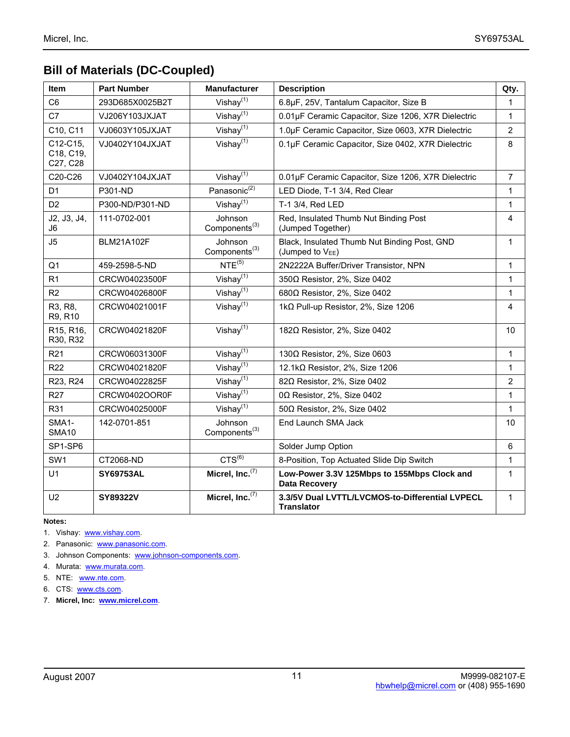## Bill of Materials (DC-Coupled)

| Item | Part Number | Manufacturer | Description | Qty. |
|---|---|---|---|---|
| C6 | 293D685X0025B2T | Vishay[(1)] | 6.8µF, 25V, Tantalum Capacitor, Size B | 1 |
| C7 | VJ206Y103JXJAT | Vishay[(1)] | 0.01µF Ceramic Capacitor, Size 1206, X7R Dielectric | 1 |
| C10, C11 | VJ0603Y105JXJAT | Vishay[(1)] | 1.0µF Ceramic Capacitor, Size 0603, X7R Dielectric | 2 |
| C12-C15, C18, C19, C27, C28 | VJ0402Y104JXJAT | Vishay[(1)] | 0.1µF Ceramic Capacitor, Size 0402, X7R Dielectric | 8 |
| C20-C26 | VJ0402Y104JXJAT | Vishay[(1)] | 0.01µF Ceramic Capacitor, Size 1206, X7R Dielectric | 7 |
| D1 | P301-ND | Panasonic[(2)] | LED Diode, T-1 3/4, Red Clear | 1 |
| D2 | P300-ND/P301-ND | Vishay[(1)] | T-1 3/4, Red LED | 1 |
| J2, J3, J4, J6 | 111-0702-001 | Johnson Components[(3)] | Red, Insulated Thumb Nut Binding Post (Jumped Together) | 4 |
| J5 | BLM21A102F | Johnson Components[(3)] | Black, Insulated Thumb Nut Binding Post, GND (Jumped to $V_{EE}$) | 1 |
| Q1 | 459-2598-5-ND | NTE[(5)] | 2N2222A Buffer/Driver Transistor, NPN | 1 |
| R1 | CRCW04023500F | Vishay[(1)] | 350Ω Resistor, 2%, Size 0402 | 1 |
| R2 | CRCW04026800F | Vishay[(1)] | 680Ω Resistor, 2%, Size 0402 | 1 |
| R3, R8, R9, R10 | CRCW04021001F | Vishay[(1)] | 1kΩ Pull-up Resistor, 2%, Size 1206 | 4 |
| R15, R16, R30, R32 | CRCW04021820F | Vishay[(1)] | 182Ω Resistor, 2%, Size 0402 | 10 |
| R21 | CRCW06031300F | Vishay[(1)] | 130Ω Resistor, 2%, Size 0603 | 1 |
| R22 | CRCW04021820F | Vishay[(1)] | 12.1kΩ Resistor, 2%, Size 1206 | 1 |
| R23, R24 | CRCW04022825F | Vishay[(1)] | 82Ω Resistor, 2%, Size 0402 | 2 |
| R27 | CRCW0402OOR0F | Vishay[(1)] | 0Ω Resistor, 2%, Size 0402 | 1 |
| R31 | CRCW04025000F | Vishay[(1)] | 50Ω Resistor, 2%, Size 0402 | 1 |
| SMA1-SMA10 | 142-0701-851 | Johnson Components[(3)] | End Launch SMA Jack | 10 |
| SP1-SP6 | | | Solder Jump Option | 6 |
| SW1 | CT2068-ND | CTS[(6)] | 8-Position, Top Actuated Slide Dip Switch | 1 |
| U1 | **SY69753AL** | **Micrel, Inc.**[(7)] | **Low-Power 3.3V 125Mbps to 155Mbps Clock and Data Recovery** | 1 |
| U2 | **SY89322V** | **Micrel, Inc.**[(7)] | **3.3/5V Dual LVTTL/LVCMOS-to-Differential LVPECL Translator** | 1 |

**Notes:**

1. Vishay: www.vishay.com.
2. Panasonic: www.panasonic.com.
3. Johnson Components: www.johnson-components.com.
4. Murata: www.murata.com.
5. NTE: www.nte.com.
6. CTS: www.cts.com.
7. **Micrel, Inc: www.micrel.com**.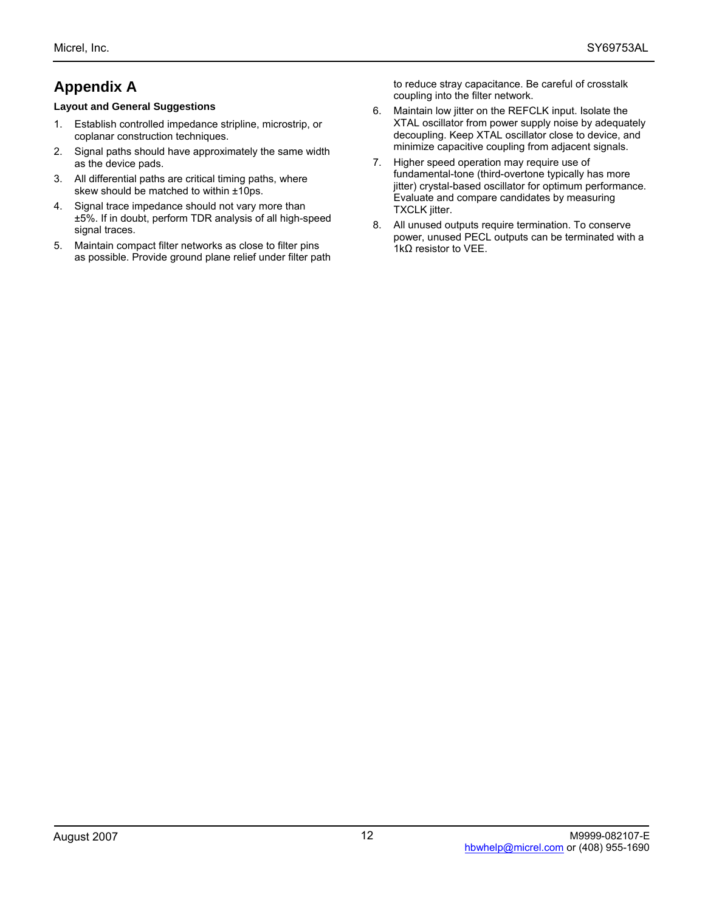# Appendix A

**Layout and General Suggestions**

1. Establish controlled impedance stripline, microstrip, or coplanar construction techniques.
2. Signal paths should have approximately the same width as the device pads.
3. All differential paths are critical timing paths, where skew should be matched to within ±10ps.
4. Signal trace impedance should not vary more than ±5%. If in doubt, perform TDR analysis of all high-speed signal traces.
5. Maintain compact filter networks as close to filter pins as possible. Provide ground plane relief under filter path to reduce stray capacitance. Be careful of crosstalk coupling into the filter network.
6. Maintain low jitter on the REFCLK input. Isolate the XTAL oscillator from power supply noise by adequately decoupling. Keep XTAL oscillator close to device, and minimize capacitive coupling from adjacent signals.
7. Higher speed operation may require use of fundamental-tone (third-overtone typically has more jitter) crystal-based oscillator for optimum performance. Evaluate and compare candidates by measuring TXCLK jitter.
8. All unused outputs require termination. To conserve power, unused PECL outputs can be terminated with a 1kΩ resistor to VEE.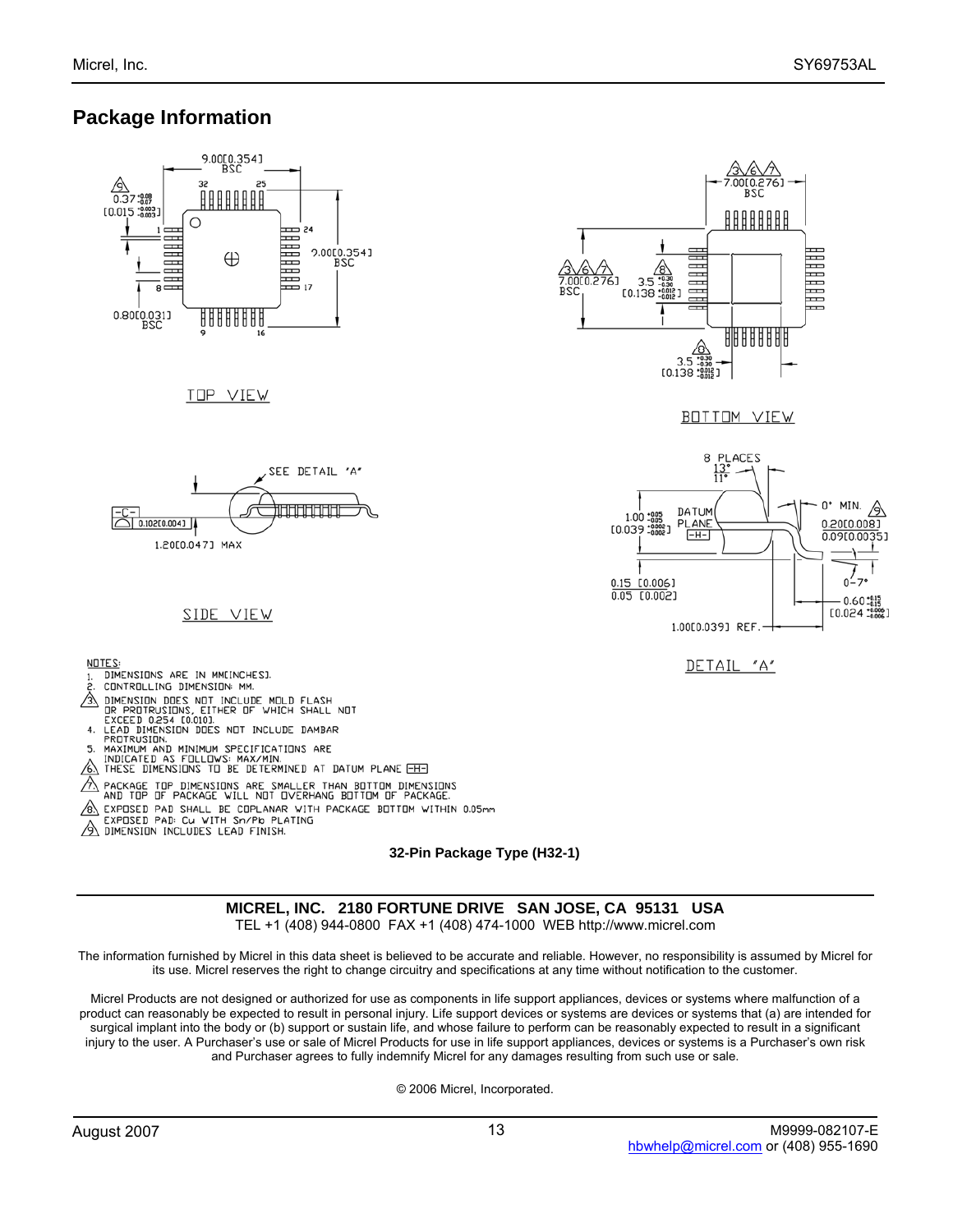## Package Information

TOP VIEW

9.00[0.354] BSC

0.37 +0.08/−0.07 [0.015 +0.003/−0.003]

9.00[0.354] BSC

0.80[0.031] BSC

BOTTOM VIEW

7.00[0.276] BSC

7.00[0.276] BSC

3.5 +0.30/−0.30 [0.138 +0.012/−0.012]

3.5 +0.30/−0.30 [0.138 +0.012/−0.012]

SIDE VIEW

SEE DETAIL "A"

0.102[0.004]

1.20[0.047] MAX

DETAIL "A"

8 PLACES 13° 11°

1.00 +0.05/−0.05 [0.039 +0.002/−0.002]

DATUM PLANE -H-

0° MIN.

0.20[0.008]
0.09[0.0035]

0–7°

0.15 [0.006]
0.05 [0.002]

0.60 +0.15/−0.15 [0.024 +0.006/−0.006]

1.00[0.039] REF.

NOTES:
1. DIMENSIONS ARE IN MM[INCHES].
2. CONTROLLING DIMENSION: MM.
3. DIMENSION DOES NOT INCLUDE MOLD FLASH OR PROTRUSIONS, EITHER OF WHICH SHALL NOT EXCEED 0.254 [0.010].
4. LEAD DIMENSION DOES NOT INCLUDE DAMBAR PROTRUSION.
5. MAXIMUM AND MINIMUM SPECIFICATIONS ARE INDICATED AS FOLLOWS: MAX/MIN.
6. THESE DIMENSIONS TO BE DETERMINED AT DATUM PLANE -H-
7. PACKAGE TOP DIMENSIONS ARE SMALLER THAN BOTTOM DIMENSIONS AND TOP OF PACKAGE WILL NOT OVERHANG BOTTOM OF PACKAGE.
8. EXPOSED PAD SHALL BE COPLANAR WITH PACKAGE BOTTOM WITHIN 0.05mm EXPOSED PAD: Cu WITH Sn/Pb PLATING
9. DIMENSION INCLUDES LEAD FINISH.

**32-Pin Package Type (H32-1)**

**MICREL, INC. 2180 FORTUNE DRIVE SAN JOSE, CA 95131 USA**

TEL +1 (408) 944-0800 FAX +1 (408) 474-1000 WEB http://www.micrel.com

The information furnished by Micrel in this data sheet is believed to be accurate and reliable. However, no responsibility is assumed by Micrel for its use. Micrel reserves the right to change circuitry and specifications at any time without notification to the customer.

Micrel Products are not designed or authorized for use as components in life support appliances, devices or systems where malfunction of a product can reasonably be expected to result in personal injury. Life support devices or systems are devices or systems that (a) are intended for surgical implant into the body or (b) support or sustain life, and whose failure to perform can be reasonably expected to result in a significant injury to the user. A Purchaser's use or sale of Micrel Products for use in life support appliances, devices or systems is a Purchaser's own risk and Purchaser agrees to fully indemnify Micrel for any damages resulting from such use or sale.

© 2006 Micrel, Incorporated.